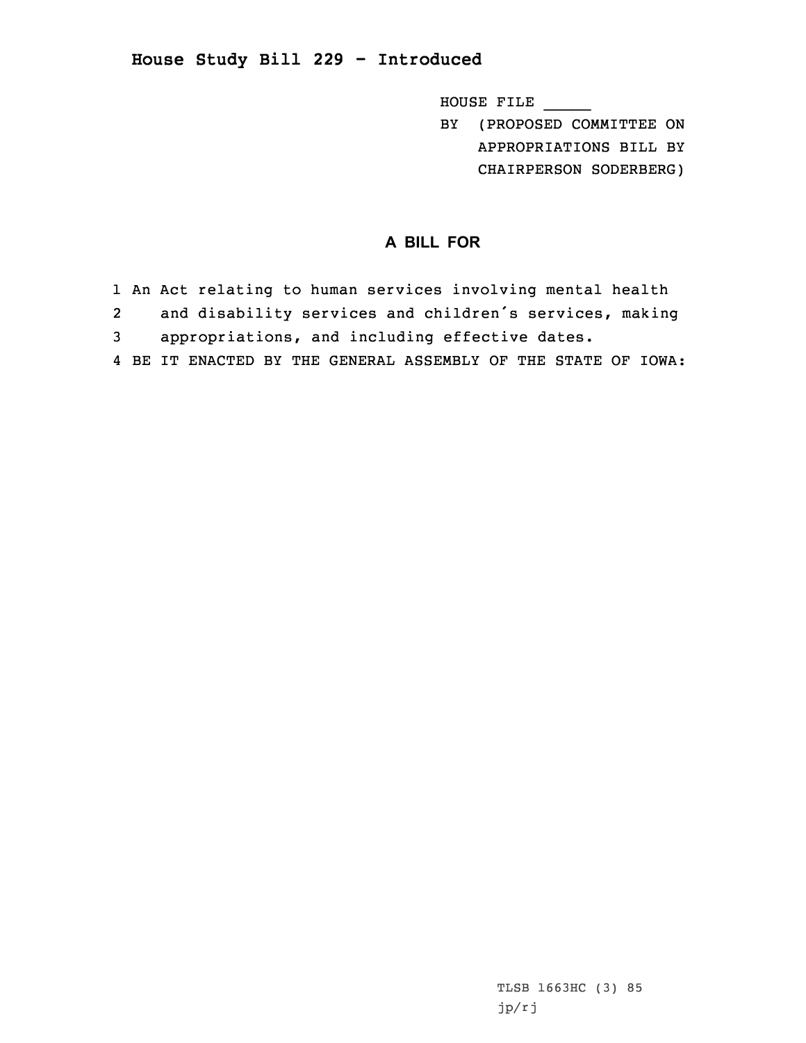## House Study Bill 229 - Introduced

HOUSE FILE _____
BY (PROPOSED COMMITTEE ON APPROPRIATIONS BILL BY CHAIRPERSON SODERBERG)

### A BILL FOR

1 An Act relating to human services involving mental health
2 and disability services and children's services, making
3 appropriations, and including effective dates.
4 BE IT ENACTED BY THE GENERAL ASSEMBLY OF THE STATE OF IOWA:

TLSB 1663HC (3) 85
jp/rj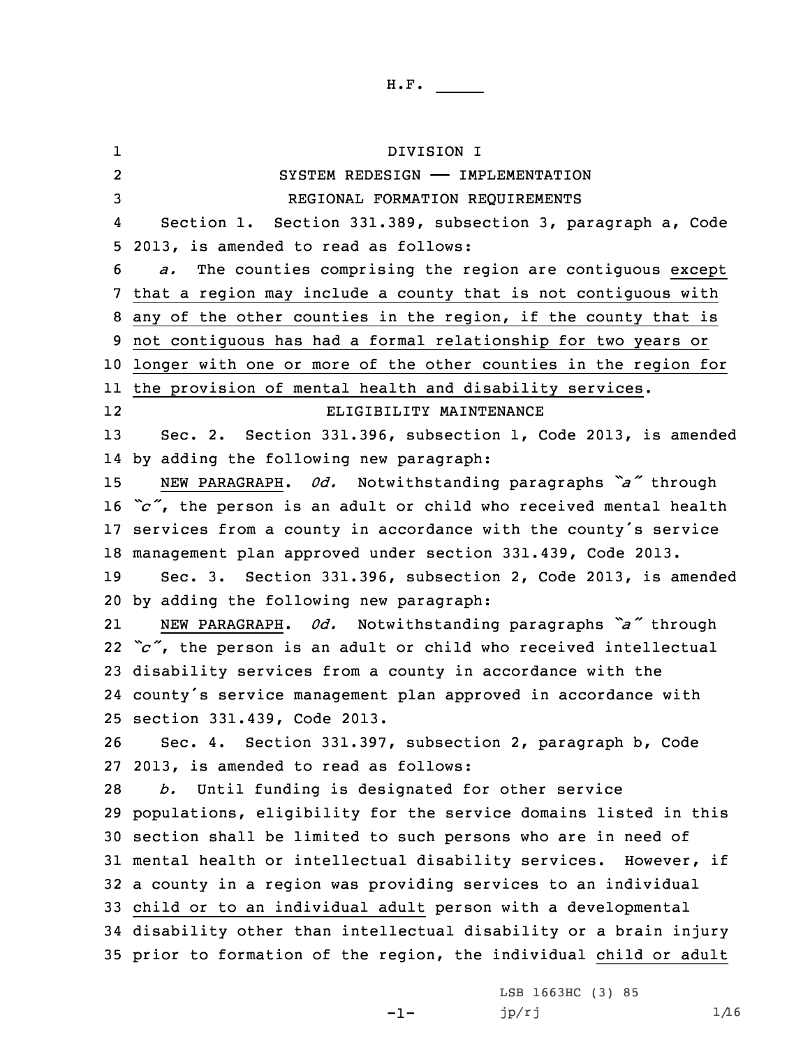DIVISION I

SYSTEM REDESIGN —— IMPLEMENTATION

REGIONAL FORMATION REQUIREMENTS

Section 1. Section 331.389, subsection 3, paragraph a, Code 2013, is amended to read as follows:

*a.* The counties comprising the region are contiguous except that a region may include a county that is not contiguous with any of the other counties in the region, if the county that is not contiguous has had a formal relationship for two years or longer with one or more of the other counties in the region for the provision of mental health and disability services.

ELIGIBILITY MAINTENANCE

Sec. 2. Section 331.396, subsection 1, Code 2013, is amended by adding the following new paragraph:

NEW PARAGRAPH. *0d.* Notwithstanding paragraphs *"a"* through *"c"*, the person is an adult or child who received mental health services from a county in accordance with the county's service management plan approved under section 331.439, Code 2013.

Sec. 3. Section 331.396, subsection 2, Code 2013, is amended by adding the following new paragraph:

NEW PARAGRAPH. *0d.* Notwithstanding paragraphs *"a"* through *"c"*, the person is an adult or child who received intellectual disability services from a county in accordance with the county's service management plan approved in accordance with section 331.439, Code 2013.

Sec. 4. Section 331.397, subsection 2, paragraph b, Code 2013, is amended to read as follows:

*b.* Until funding is designated for other service populations, eligibility for the service domains listed in this section shall be limited to such persons who are in need of mental health or intellectual disability services. However, if a county in a region was providing services to an individual child or to an individual adult person with a developmental disability other than intellectual disability or a brain injury prior to formation of the region, the individual child or adult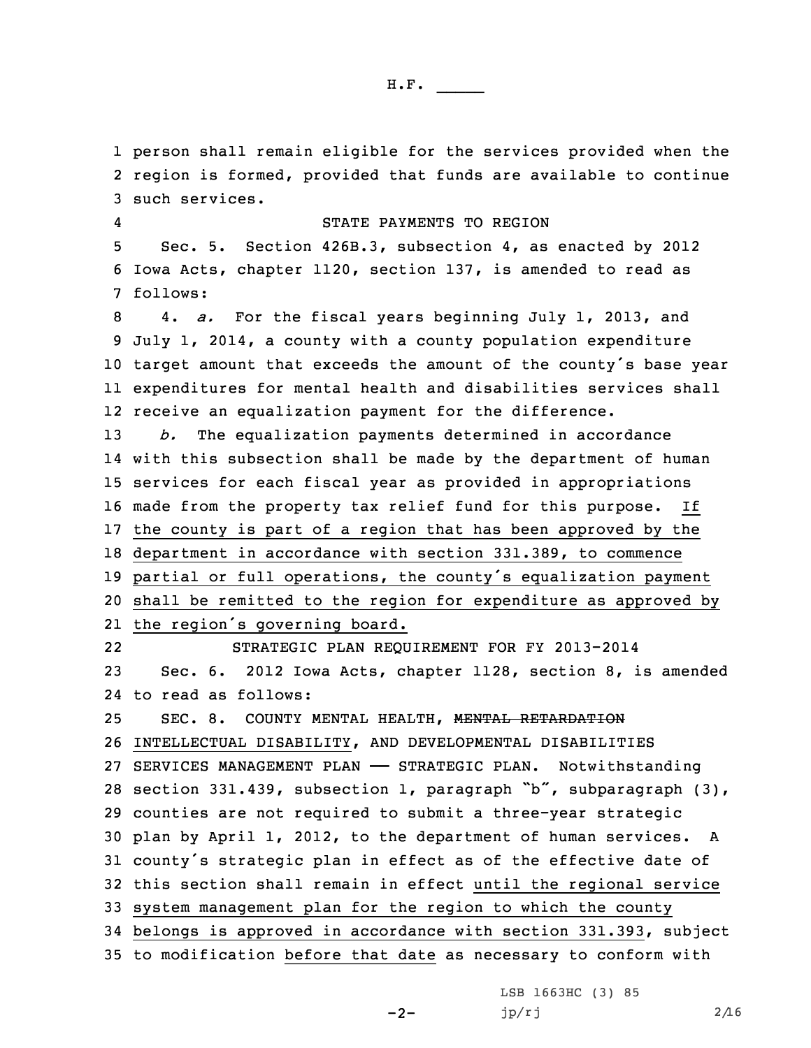person shall remain eligible for the services provided when the region is formed, provided that funds are available to continue such services.

STATE PAYMENTS TO REGION

Sec. 5. Section 426B.3, subsection 4, as enacted by 2012 Iowa Acts, chapter 1120, section 137, is amended to read as follows:

4. *a.* For the fiscal years beginning July 1, 2013, and July 1, 2014, a county with a county population expenditure target amount that exceeds the amount of the county's base year expenditures for mental health and disabilities services shall receive an equalization payment for the difference.

*b.* The equalization payments determined in accordance with this subsection shall be made by the department of human services for each fiscal year as provided in appropriations made from the property tax relief fund for this purpose. If the county is part of a region that has been approved by the department in accordance with section 331.389, to commence partial or full operations, the county's equalization payment shall be remitted to the region for expenditure as approved by the region's governing board.

STRATEGIC PLAN REQUIREMENT FOR FY 2013-2014

Sec. 6. 2012 Iowa Acts, chapter 1128, section 8, is amended to read as follows:

SEC. 8. COUNTY MENTAL HEALTH, ~~MENTAL RETARDATION~~ INTELLECTUAL DISABILITY, AND DEVELOPMENTAL DISABILITIES SERVICES MANAGEMENT PLAN —— STRATEGIC PLAN. Notwithstanding section 331.439, subsection 1, paragraph "b", subparagraph (3), counties are not required to submit a three-year strategic plan by April 1, 2012, to the department of human services. A county's strategic plan in effect as of the effective date of this section shall remain in effect until the regional service system management plan for the region to which the county belongs is approved in accordance with section 331.393, subject to modification before that date as necessary to conform with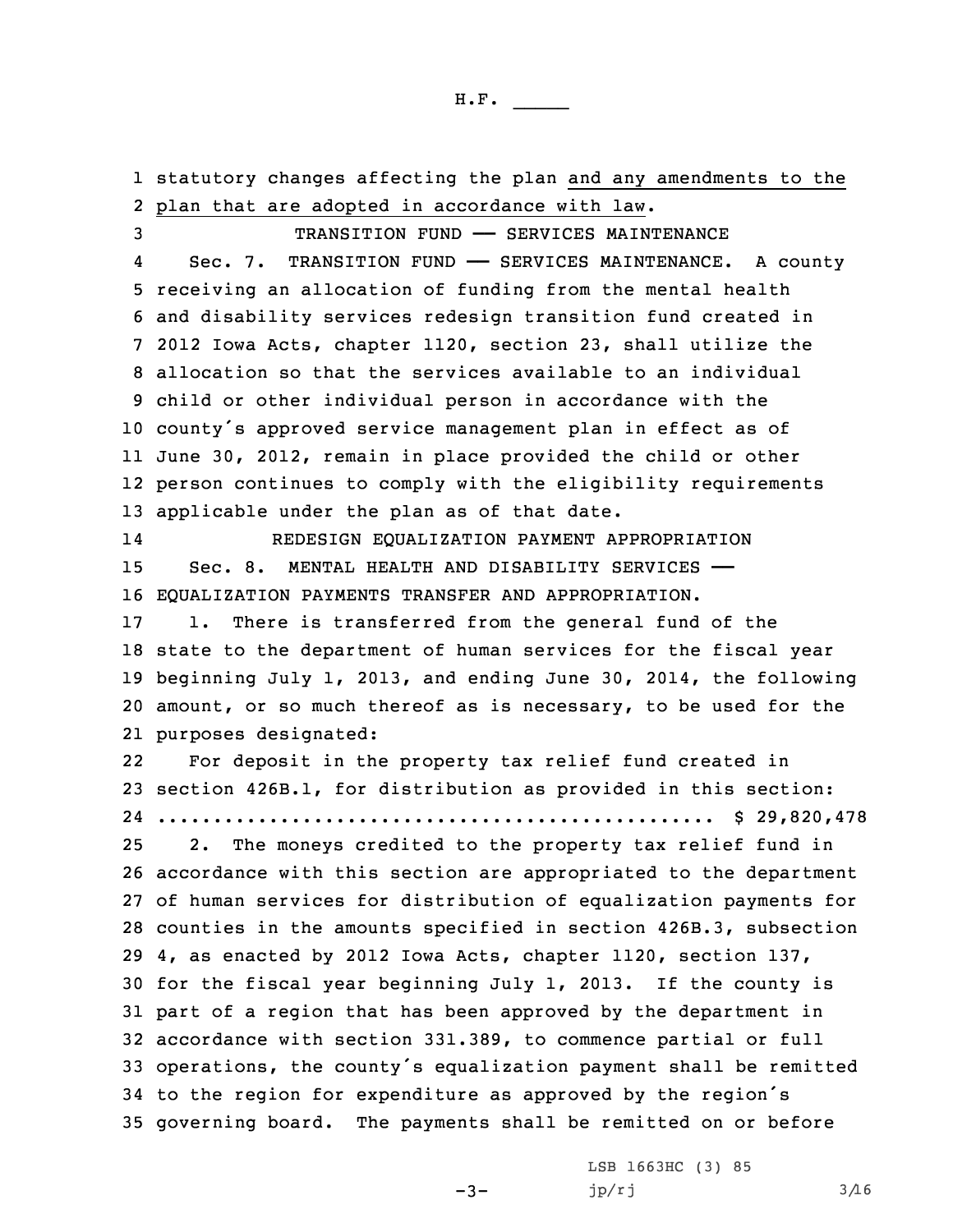statutory changes affecting the plan and any amendments to the plan that are adopted in accordance with law.

TRANSITION FUND —— SERVICES MAINTENANCE

Sec. 7. TRANSITION FUND —— SERVICES MAINTENANCE. A county receiving an allocation of funding from the mental health and disability services redesign transition fund created in 2012 Iowa Acts, chapter 1120, section 23, shall utilize the allocation so that the services available to an individual child or other individual person in accordance with the county's approved service management plan in effect as of June 30, 2012, remain in place provided the child or other person continues to comply with the eligibility requirements applicable under the plan as of that date.

REDESIGN EQUALIZATION PAYMENT APPROPRIATION

Sec. 8. MENTAL HEALTH AND DISABILITY SERVICES —— EQUALIZATION PAYMENTS TRANSFER AND APPROPRIATION.

1. There is transferred from the general fund of the state to the department of human services for the fiscal year beginning July 1, 2013, and ending June 30, 2014, the following amount, or so much thereof as is necessary, to be used for the purposes designated:

For deposit in the property tax relief fund created in section 426B.1, for distribution as provided in this section:

.................................................. $ 29,820,478

2. The moneys credited to the property tax relief fund in accordance with this section are appropriated to the department of human services for distribution of equalization payments for counties in the amounts specified in section 426B.3, subsection 4, as enacted by 2012 Iowa Acts, chapter 1120, section 137, for the fiscal year beginning July 1, 2013. If the county is part of a region that has been approved by the department in accordance with section 331.389, to commence partial or full operations, the county's equalization payment shall be remitted to the region for expenditure as approved by the region's governing board. The payments shall be remitted on or before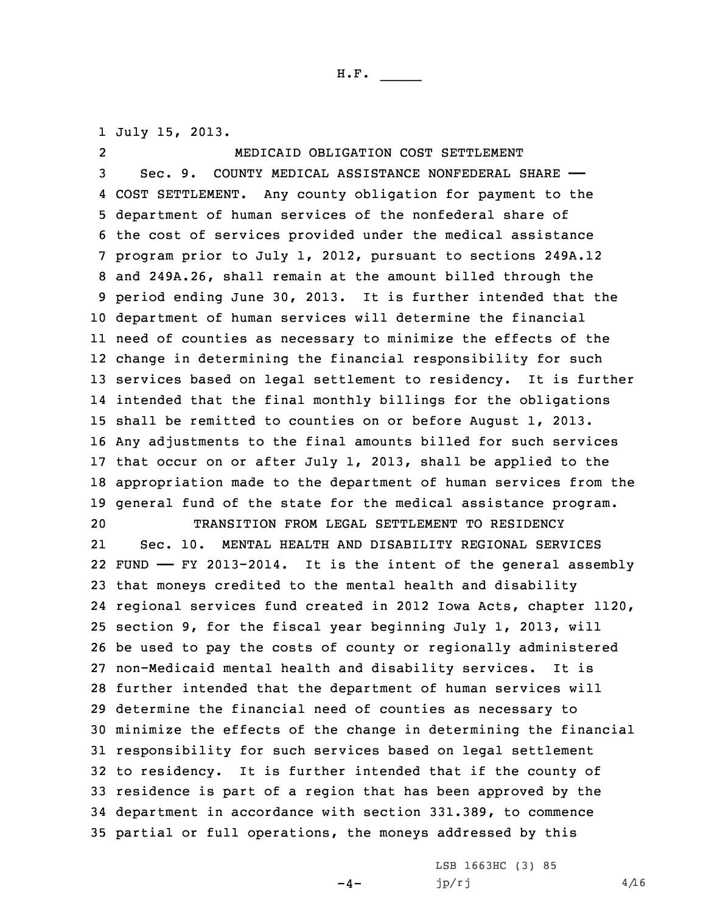July 15, 2013.

MEDICAID OBLIGATION COST SETTLEMENT

Sec. 9. COUNTY MEDICAL ASSISTANCE NONFEDERAL SHARE —— COST SETTLEMENT. Any county obligation for payment to the department of human services of the nonfederal share of the cost of services provided under the medical assistance program prior to July 1, 2012, pursuant to sections 249A.12 and 249A.26, shall remain at the amount billed through the period ending June 30, 2013. It is further intended that the department of human services will determine the financial need of counties as necessary to minimize the effects of the change in determining the financial responsibility for such services based on legal settlement to residency. It is further intended that the final monthly billings for the obligations shall be remitted to counties on or before August 1, 2013. Any adjustments to the final amounts billed for such services that occur on or after July 1, 2013, shall be applied to the appropriation made to the department of human services from the general fund of the state for the medical assistance program.

TRANSITION FROM LEGAL SETTLEMENT TO RESIDENCY

Sec. 10. MENTAL HEALTH AND DISABILITY REGIONAL SERVICES FUND —— FY 2013-2014. It is the intent of the general assembly that moneys credited to the mental health and disability regional services fund created in 2012 Iowa Acts, chapter 1120, section 9, for the fiscal year beginning July 1, 2013, will be used to pay the costs of county or regionally administered non-Medicaid mental health and disability services. It is further intended that the department of human services will determine the financial need of counties as necessary to minimize the effects of the change in determining the financial responsibility for such services based on legal settlement to residency. It is further intended that if the county of residence is part of a region that has been approved by the department in accordance with section 331.389, to commence partial or full operations, the moneys addressed by this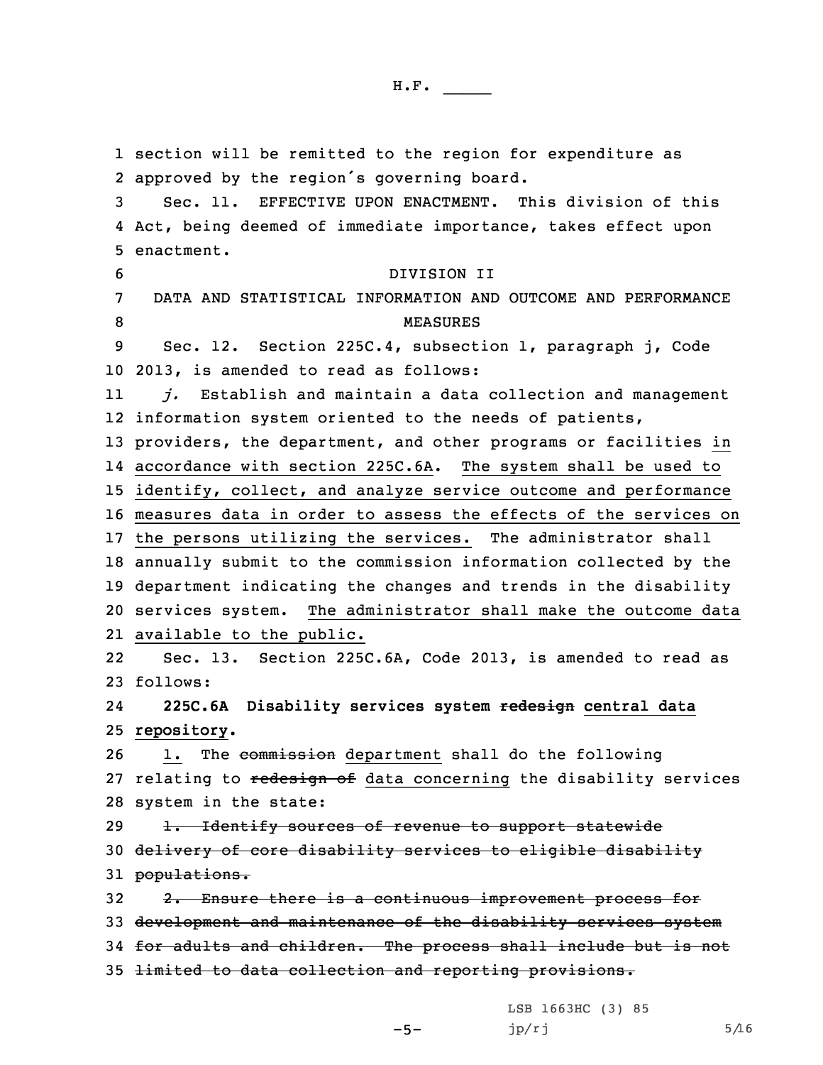section will be remitted to the region for expenditure as approved by the region's governing board.

Sec. 11. EFFECTIVE UPON ENACTMENT. This division of this Act, being deemed of immediate importance, takes effect upon enactment.

DIVISION II

DATA AND STATISTICAL INFORMATION AND OUTCOME AND PERFORMANCE MEASURES

Sec. 12. Section 225C.4, subsection 1, paragraph j, Code 2013, is amended to read as follows:

*j.* Establish and maintain a data collection and management information system oriented to the needs of patients, providers, the department, and other programs or facilities <u>in accordance with section 225C.6A</u>. <u>The system shall be used to identify, collect, and analyze service outcome and performance measures data in order to assess the effects of the services on the persons utilizing the services.</u> The administrator shall annually submit to the commission information collected by the department indicating the changes and trends in the disability services system. <u>The administrator shall make the outcome data available to the public.</u>

Sec. 13. Section 225C.6A, Code 2013, is amended to read as follows:

**225C.6A Disability services system ~~redesign~~ <u>central data repository</u>.**

<u>1.</u> The ~~commission~~ <u>department</u> shall do the following relating to ~~redesign of~~ <u>data concerning</u> the disability services system in the state:

~~1. Identify sources of revenue to support statewide delivery of core disability services to eligible disability populations.~~

~~2. Ensure there is a continuous improvement process for development and maintenance of the disability services system for adults and children. The process shall include but is not limited to data collection and reporting provisions.~~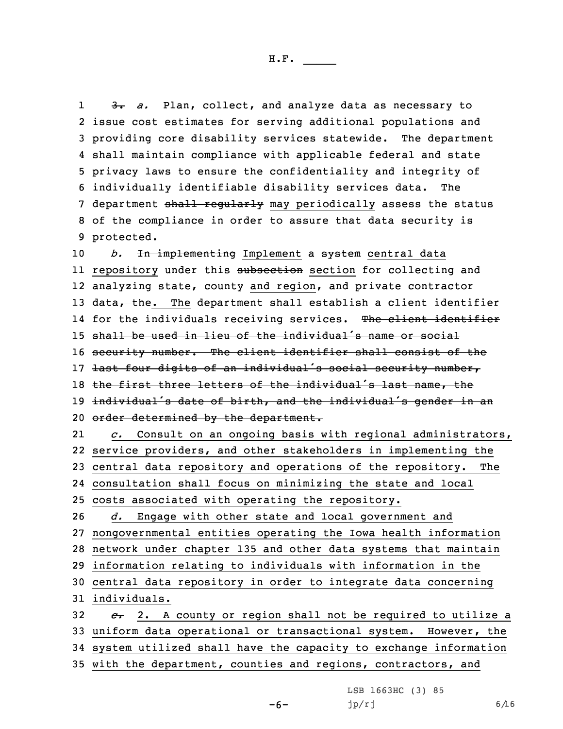~~3.~~ *a.* Plan, collect, and analyze data as necessary to issue cost estimates for serving additional populations and providing core disability services statewide. The department shall maintain compliance with applicable federal and state privacy laws to ensure the confidentiality and integrity of individually identifiable disability services data. The department ~~shall regularly~~ may periodically assess the status of the compliance in order to assure that data security is protected.

*b.* ~~In implementing~~ Implement a ~~system~~ central data repository under this ~~subsection~~ section for collecting and analyzing state, county and region, and private contractor data~~, the~~. The department shall establish a client identifier for the individuals receiving services. ~~The client identifier shall be used in lieu of the individual's name or social security number. The client identifier shall consist of the last four digits of an individual's social security number, the first three letters of the individual's last name, the individual's date of birth, and the individual's gender in an order determined by the department.~~

*c.* Consult on an ongoing basis with regional administrators, service providers, and other stakeholders in implementing the central data repository and operations of the repository. The consultation shall focus on minimizing the state and local costs associated with operating the repository.

*d.* Engage with other state and local government and nongovernmental entities operating the Iowa health information network under chapter 135 and other data systems that maintain information relating to individuals with information in the central data repository in order to integrate data concerning individuals.

~~*c.*~~ 2. A county or region shall not be required to utilize a uniform data operational or transactional system. However, the system utilized shall have the capacity to exchange information with the department, counties and regions, contractors, and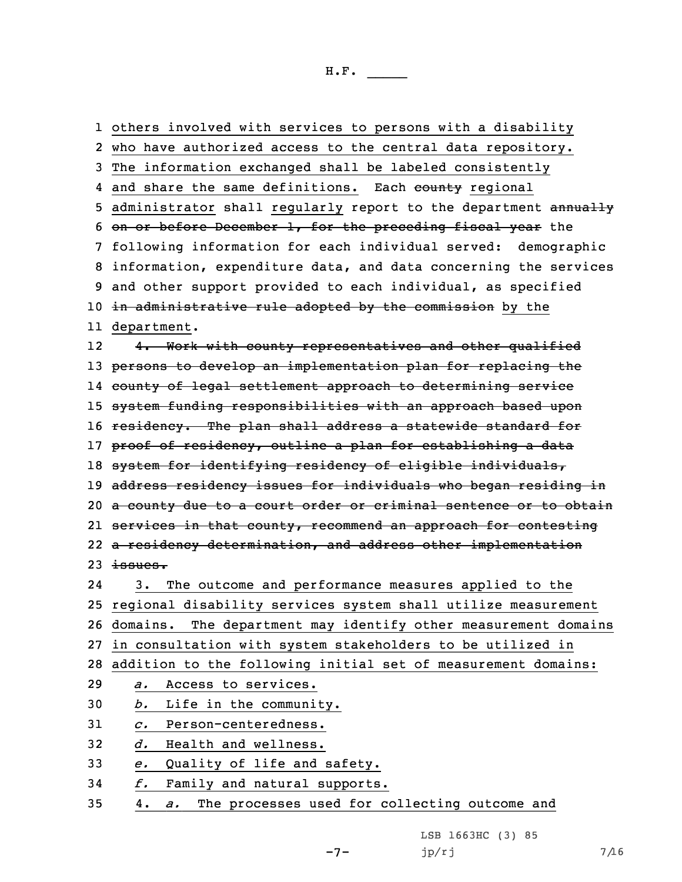others involved with services to persons with a disability who have authorized access to the central data repository. The information exchanged shall be labeled consistently and share the same definitions. Each ~~county~~ regional administrator shall regularly report to the department ~~annually on or before December 1, for the preceding fiscal year~~ the following information for each individual served: demographic information, expenditure data, and data concerning the services and other support provided to each individual, as specified ~~in administrative rule adopted by the commission~~ by the department.

~~4. Work with county representatives and other qualified persons to develop an implementation plan for replacing the county of legal settlement approach to determining service system funding responsibilities with an approach based upon residency. The plan shall address a statewide standard for proof of residency, outline a plan for establishing a data system for identifying residency of eligible individuals, address residency issues for individuals who began residing in a county due to a court order or criminal sentence or to obtain services in that county, recommend an approach for contesting a residency determination, and address other implementation issues.~~

3. The outcome and performance measures applied to the regional disability services system shall utilize measurement domains. The department may identify other measurement domains in consultation with system stakeholders to be utilized in addition to the following initial set of measurement domains:

*a.* Access to services.

*b.* Life in the community.

*c.* Person-centeredness.

*d.* Health and wellness.

*e.* Quality of life and safety.

*f.* Family and natural supports.

4. *a.* The processes used for collecting outcome and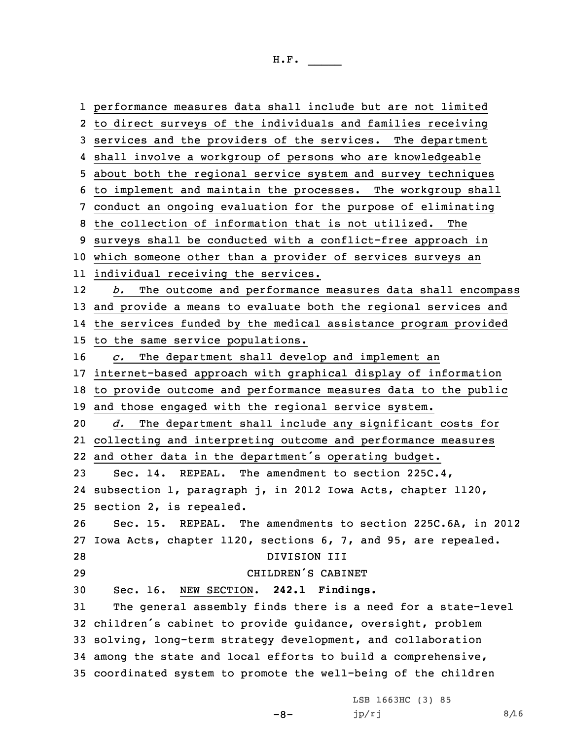performance measures data shall include but are not limited to direct surveys of the individuals and families receiving services and the providers of the services. The department shall involve a workgroup of persons who are knowledgeable about both the regional service system and survey techniques to implement and maintain the processes. The workgroup shall conduct an ongoing evaluation for the purpose of eliminating the collection of information that is not utilized. The surveys shall be conducted with a conflict-free approach in which someone other than a provider of services surveys an individual receiving the services.

*b.* The outcome and performance measures data shall encompass and provide a means to evaluate both the regional services and the services funded by the medical assistance program provided to the same service populations.

*c.* The department shall develop and implement an internet-based approach with graphical display of information to provide outcome and performance measures data to the public and those engaged with the regional service system.

*d.* The department shall include any significant costs for collecting and interpreting outcome and performance measures and other data in the department's operating budget.

Sec. 14. REPEAL. The amendment to section 225C.4, subsection 1, paragraph j, in 2012 Iowa Acts, chapter 1120, section 2, is repealed.

Sec. 15. REPEAL. The amendments to section 225C.6A, in 2012 Iowa Acts, chapter 1120, sections 6, 7, and 95, are repealed.

DIVISION III

CHILDREN'S CABINET

Sec. 16. NEW SECTION. **242.1 Findings.**

The general assembly finds there is a need for a state-level children's cabinet to provide guidance, oversight, problem solving, long-term strategy development, and collaboration among the state and local efforts to build a comprehensive, coordinated system to promote the well-being of the children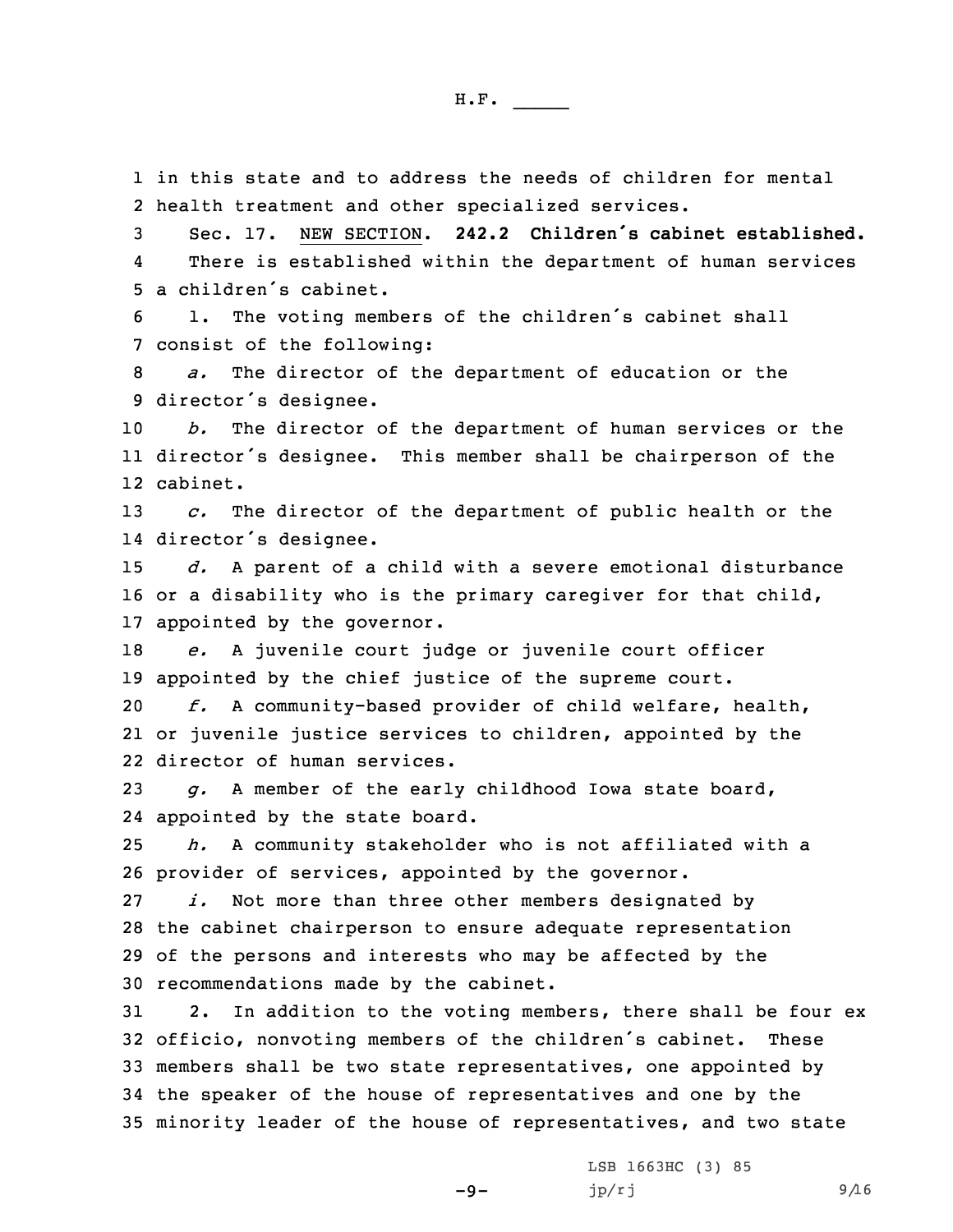in this state and to address the needs of children for mental health treatment and other specialized services.

Sec. 17. NEW SECTION. **242.2 Children's cabinet established.**

There is established within the department of human services a children's cabinet.

1. The voting members of the children's cabinet shall consist of the following:

*a.* The director of the department of education or the director's designee.

*b.* The director of the department of human services or the director's designee. This member shall be chairperson of the cabinet.

*c.* The director of the department of public health or the director's designee.

*d.* A parent of a child with a severe emotional disturbance or a disability who is the primary caregiver for that child, appointed by the governor.

*e.* A juvenile court judge or juvenile court officer appointed by the chief justice of the supreme court.

*f.* A community-based provider of child welfare, health, or juvenile justice services to children, appointed by the director of human services.

*g.* A member of the early childhood Iowa state board, appointed by the state board.

*h.* A community stakeholder who is not affiliated with a provider of services, appointed by the governor.

*i.* Not more than three other members designated by the cabinet chairperson to ensure adequate representation of the persons and interests who may be affected by the recommendations made by the cabinet.

2. In addition to the voting members, there shall be four ex officio, nonvoting members of the children's cabinet. These members shall be two state representatives, one appointed by the speaker of the house of representatives and one by the minority leader of the house of representatives, and two state

LSB 1663HC (3) 85
jp/rj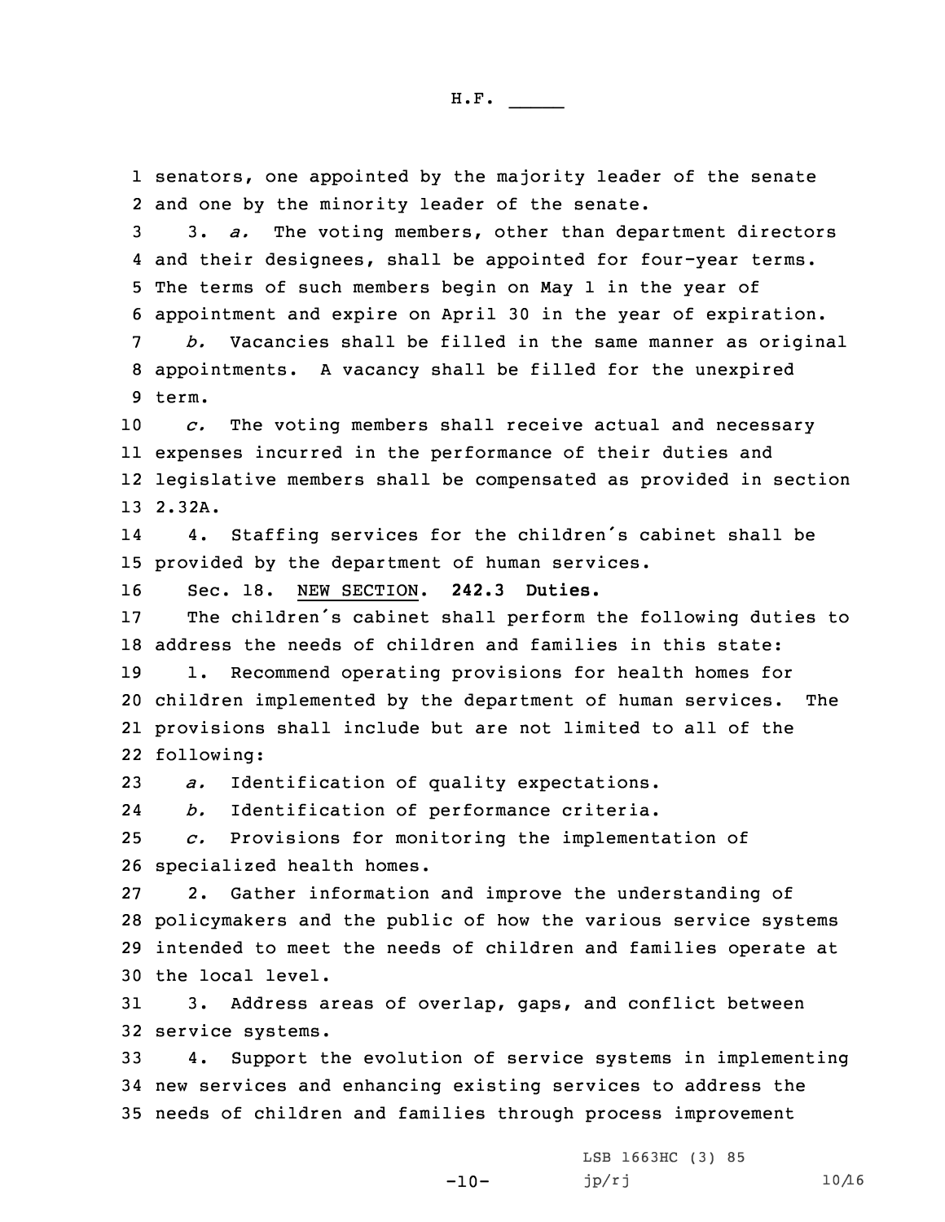senators, one appointed by the majority leader of the senate and one by the minority leader of the senate.

3. *a.* The voting members, other than department directors and their designees, shall be appointed for four-year terms. The terms of such members begin on May 1 in the year of appointment and expire on April 30 in the year of expiration.

*b.* Vacancies shall be filled in the same manner as original appointments. A vacancy shall be filled for the unexpired term.

*c.* The voting members shall receive actual and necessary expenses incurred in the performance of their duties and legislative members shall be compensated as provided in section 2.32A.

4. Staffing services for the children's cabinet shall be provided by the department of human services.

Sec. 18. NEW SECTION. **242.3 Duties.**

The children's cabinet shall perform the following duties to address the needs of children and families in this state:

1. Recommend operating provisions for health homes for children implemented by the department of human services. The provisions shall include but are not limited to all of the following:

*a.* Identification of quality expectations.

*b.* Identification of performance criteria.

*c.* Provisions for monitoring the implementation of specialized health homes.

2. Gather information and improve the understanding of policymakers and the public of how the various service systems intended to meet the needs of children and families operate at the local level.

3. Address areas of overlap, gaps, and conflict between service systems.

4. Support the evolution of service systems in implementing new services and enhancing existing services to address the needs of children and families through process improvement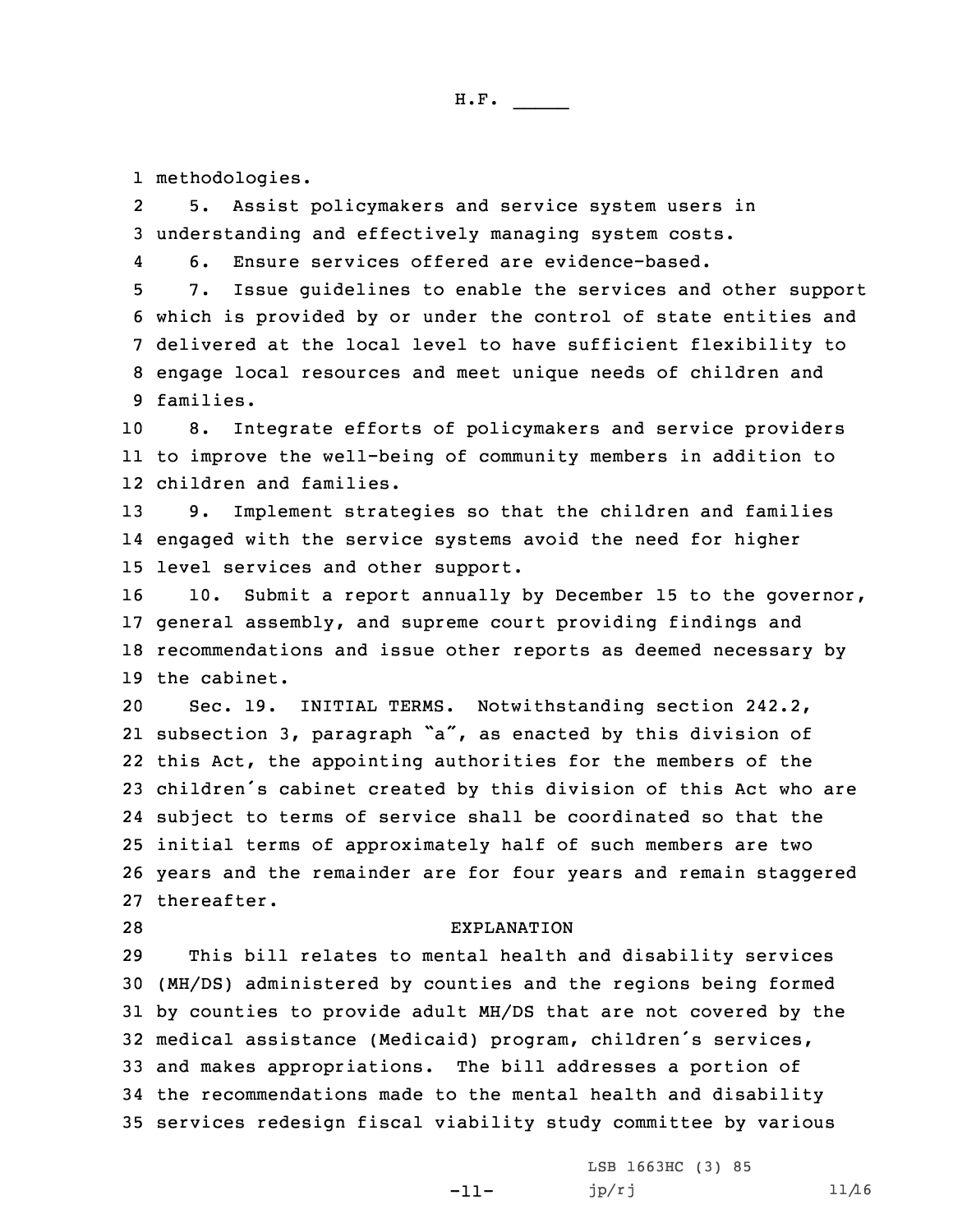methodologies.

5. Assist policymakers and service system users in understanding and effectively managing system costs.

6. Ensure services offered are evidence-based.

7. Issue guidelines to enable the services and other support which is provided by or under the control of state entities and delivered at the local level to have sufficient flexibility to engage local resources and meet unique needs of children and families.

8. Integrate efforts of policymakers and service providers to improve the well-being of community members in addition to children and families.

9. Implement strategies so that the children and families engaged with the service systems avoid the need for higher level services and other support.

10. Submit a report annually by December 15 to the governor, general assembly, and supreme court providing findings and recommendations and issue other reports as deemed necessary by the cabinet.

Sec. 19. INITIAL TERMS. Notwithstanding section 242.2, subsection 3, paragraph "a", as enacted by this division of this Act, the appointing authorities for the members of the children's cabinet created by this division of this Act who are subject to terms of service shall be coordinated so that the initial terms of approximately half of such members are two years and the remainder are for four years and remain staggered thereafter.

EXPLANATION

This bill relates to mental health and disability services (MH/DS) administered by counties and the regions being formed by counties to provide adult MH/DS that are not covered by the medical assistance (Medicaid) program, children's services, and makes appropriations. The bill addresses a portion of the recommendations made to the mental health and disability services redesign fiscal viability study committee by various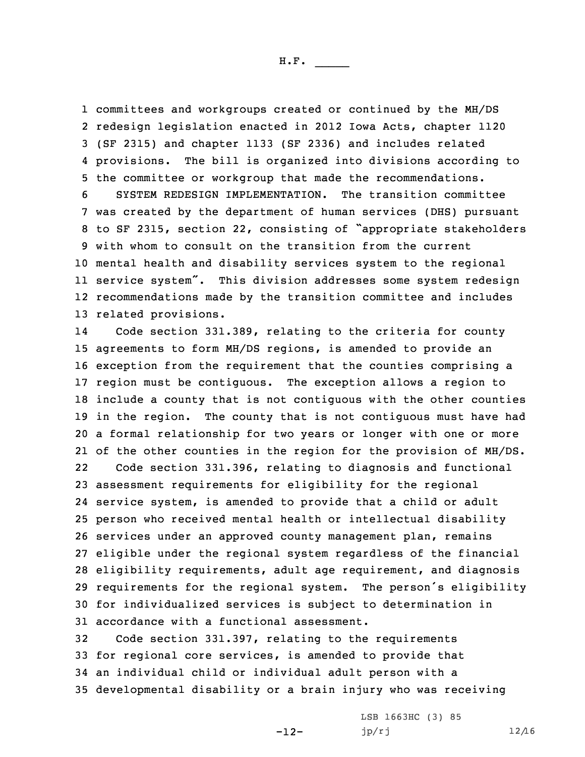committees and workgroups created or continued by the MH/DS redesign legislation enacted in 2012 Iowa Acts, chapter 1120 (SF 2315) and chapter 1133 (SF 2336) and includes related provisions. The bill is organized into divisions according to the committee or workgroup that made the recommendations.

SYSTEM REDESIGN IMPLEMENTATION. The transition committee was created by the department of human services (DHS) pursuant to SF 2315, section 22, consisting of "appropriate stakeholders with whom to consult on the transition from the current mental health and disability services system to the regional service system". This division addresses some system redesign recommendations made by the transition committee and includes related provisions.

Code section 331.389, relating to the criteria for county agreements to form MH/DS regions, is amended to provide an exception from the requirement that the counties comprising a region must be contiguous. The exception allows a region to include a county that is not contiguous with the other counties in the region. The county that is not contiguous must have had a formal relationship for two years or longer with one or more of the other counties in the region for the provision of MH/DS.

Code section 331.396, relating to diagnosis and functional assessment requirements for eligibility for the regional service system, is amended to provide that a child or adult person who received mental health or intellectual disability services under an approved county management plan, remains eligible under the regional system regardless of the financial eligibility requirements, adult age requirement, and diagnosis requirements for the regional system. The person's eligibility for individualized services is subject to determination in accordance with a functional assessment.

Code section 331.397, relating to the requirements for regional core services, is amended to provide that an individual child or individual adult person with a developmental disability or a brain injury who was receiving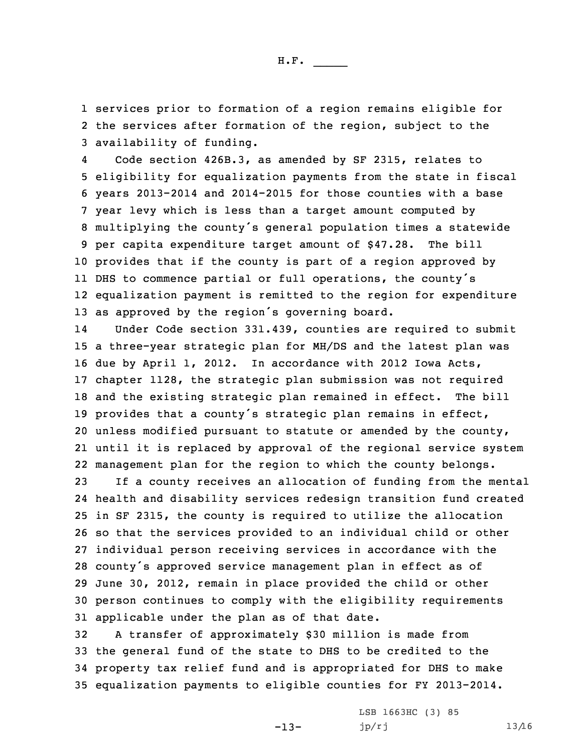services prior to formation of a region remains eligible for the services after formation of the region, subject to the availability of funding.

Code section 426B.3, as amended by SF 2315, relates to eligibility for equalization payments from the state in fiscal years 2013-2014 and 2014-2015 for those counties with a base year levy which is less than a target amount computed by multiplying the county's general population times a statewide per capita expenditure target amount of $47.28. The bill provides that if the county is part of a region approved by DHS to commence partial or full operations, the county's equalization payment is remitted to the region for expenditure as approved by the region's governing board.

Under Code section 331.439, counties are required to submit a three-year strategic plan for MH/DS and the latest plan was due by April 1, 2012. In accordance with 2012 Iowa Acts, chapter 1128, the strategic plan submission was not required and the existing strategic plan remained in effect. The bill provides that a county's strategic plan remains in effect, unless modified pursuant to statute or amended by the county, until it is replaced by approval of the regional service system management plan for the region to which the county belongs.

If a county receives an allocation of funding from the mental health and disability services redesign transition fund created in SF 2315, the county is required to utilize the allocation so that the services provided to an individual child or other individual person receiving services in accordance with the county's approved service management plan in effect as of June 30, 2012, remain in place provided the child or other person continues to comply with the eligibility requirements applicable under the plan as of that date.

A transfer of approximately $30 million is made from the general fund of the state to DHS to be credited to the property tax relief fund and is appropriated for DHS to make equalization payments to eligible counties for FY 2013-2014.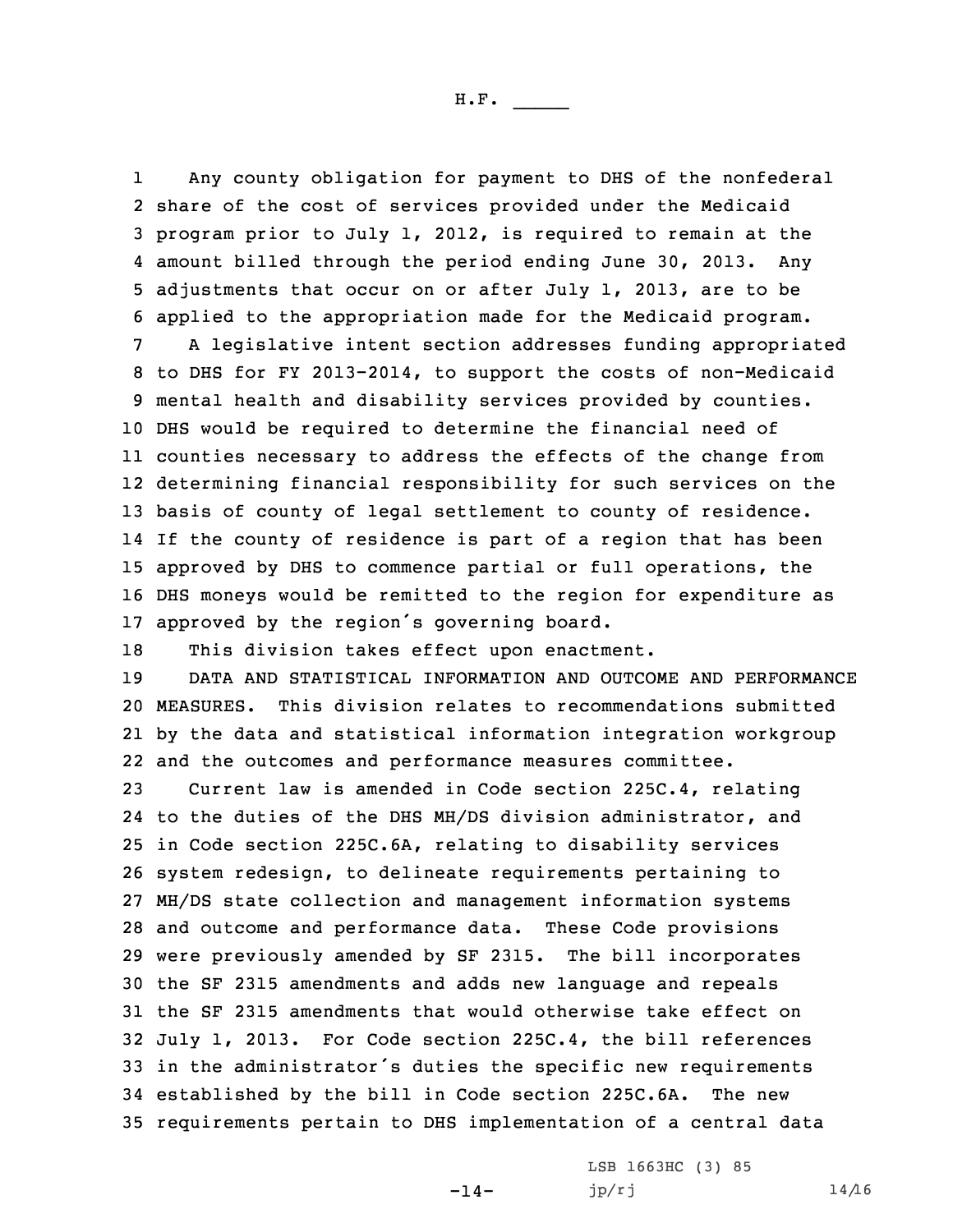Any county obligation for payment to DHS of the nonfederal share of the cost of services provided under the Medicaid program prior to July 1, 2012, is required to remain at the amount billed through the period ending June 30, 2013. Any adjustments that occur on or after July 1, 2013, are to be applied to the appropriation made for the Medicaid program.

A legislative intent section addresses funding appropriated to DHS for FY 2013-2014, to support the costs of non-Medicaid mental health and disability services provided by counties. DHS would be required to determine the financial need of counties necessary to address the effects of the change from determining financial responsibility for such services on the basis of county of legal settlement to county of residence. If the county of residence is part of a region that has been approved by DHS to commence partial or full operations, the DHS moneys would be remitted to the region for expenditure as approved by the region's governing board.

This division takes effect upon enactment.

DATA AND STATISTICAL INFORMATION AND OUTCOME AND PERFORMANCE MEASURES. This division relates to recommendations submitted by the data and statistical information integration workgroup and the outcomes and performance measures committee.

Current law is amended in Code section 225C.4, relating to the duties of the DHS MH/DS division administrator, and in Code section 225C.6A, relating to disability services system redesign, to delineate requirements pertaining to MH/DS state collection and management information systems and outcome and performance data. These Code provisions were previously amended by SF 2315. The bill incorporates the SF 2315 amendments and adds new language and repeals the SF 2315 amendments that would otherwise take effect on July 1, 2013. For Code section 225C.4, the bill references in the administrator's duties the specific new requirements established by the bill in Code section 225C.6A. The new requirements pertain to DHS implementation of a central data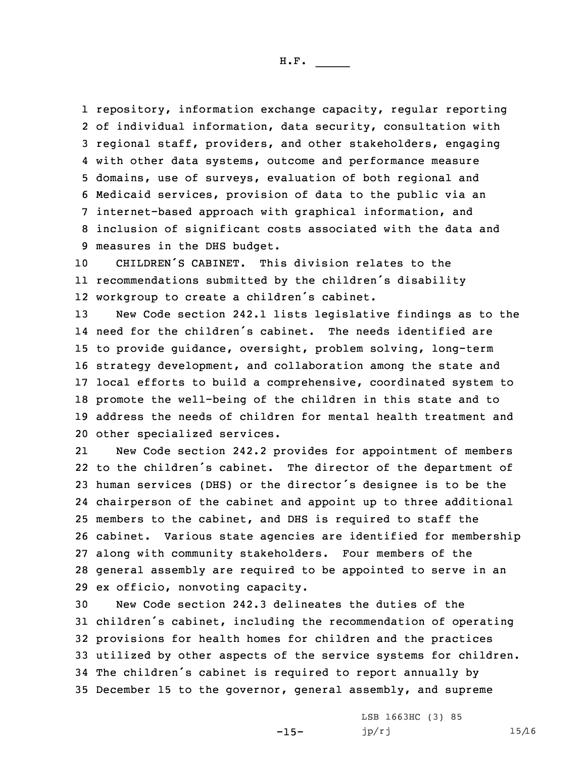repository, information exchange capacity, regular reporting of individual information, data security, consultation with regional staff, providers, and other stakeholders, engaging with other data systems, outcome and performance measure domains, use of surveys, evaluation of both regional and Medicaid services, provision of data to the public via an internet-based approach with graphical information, and inclusion of significant costs associated with the data and measures in the DHS budget.

CHILDREN'S CABINET. This division relates to the recommendations submitted by the children's disability workgroup to create a children's cabinet.

New Code section 242.1 lists legislative findings as to the need for the children's cabinet. The needs identified are to provide guidance, oversight, problem solving, long-term strategy development, and collaboration among the state and local efforts to build a comprehensive, coordinated system to promote the well-being of the children in this state and to address the needs of children for mental health treatment and other specialized services.

New Code section 242.2 provides for appointment of members to the children's cabinet. The director of the department of human services (DHS) or the director's designee is to be the chairperson of the cabinet and appoint up to three additional members to the cabinet, and DHS is required to staff the cabinet. Various state agencies are identified for membership along with community stakeholders. Four members of the general assembly are required to be appointed to serve in an ex officio, nonvoting capacity.

New Code section 242.3 delineates the duties of the children's cabinet, including the recommendation of operating provisions for health homes for children and the practices utilized by other aspects of the service systems for children. The children's cabinet is required to report annually by December 15 to the governor, general assembly, and supreme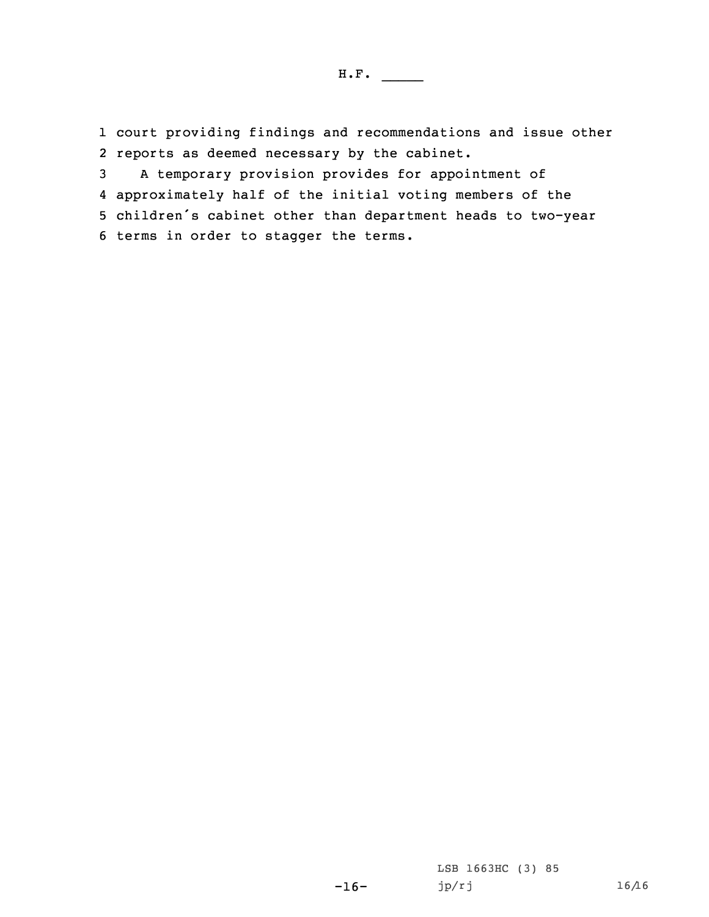court providing findings and recommendations and issue other reports as deemed necessary by the cabinet.

A temporary provision provides for appointment of approximately half of the initial voting members of the children's cabinet other than department heads to two-year terms in order to stagger the terms.